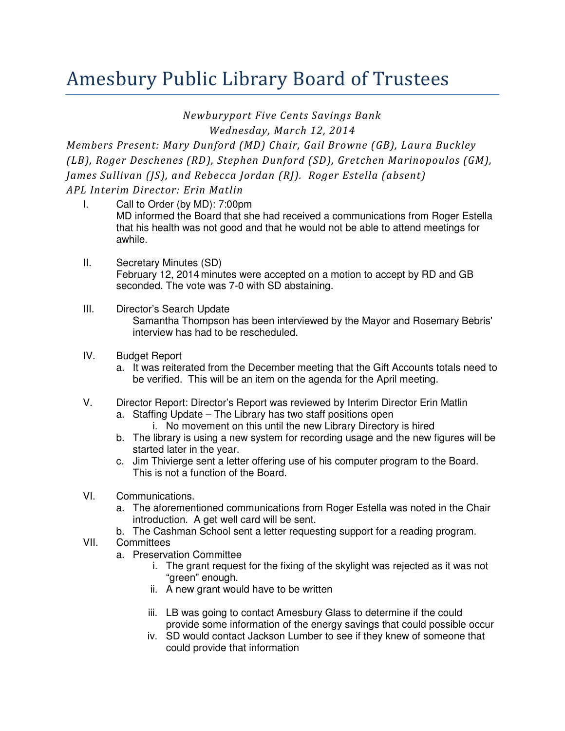# Amesbury Public Library Board of Trustees

*Newburyport Five Cents Savings Bank*
*Wednesday, March 12, 2014*

*Members Present: Mary Dunford (MD) Chair, Gail Browne (GB), Laura Buckley (LB), Roger Deschenes (RD), Stephen Dunford (SD), Gretchen Marinopoulos (GM), James Sullivan (JS), and Rebecca Jordan (RJ). Roger Estella (absent)*
*APL Interim Director: Erin Matlin*

I. Call to Order (by MD): 7:00pm
   MD informed the Board that she had received a communications from Roger Estella that his health was not good and that he would not be able to attend meetings for awhile.

II. Secretary Minutes (SD)
   February 12, 2014 minutes were accepted on a motion to accept by RD and GB seconded. The vote was 7-0 with SD abstaining.

III. Director's Search Update
   Samantha Thompson has been interviewed by the Mayor and Rosemary Bebris' interview has had to be rescheduled.

IV. Budget Report
   a. It was reiterated from the December meeting that the Gift Accounts totals need to be verified. This will be an item on the agenda for the April meeting.

V. Director Report: Director's Report was reviewed by Interim Director Erin Matlin
   a. Staffing Update – The Library has two staff positions open
      i. No movement on this until the new Library Directory is hired
   b. The library is using a new system for recording usage and the new figures will be started later in the year.
   c. Jim Thivierge sent a letter offering use of his computer program to the Board. This is not a function of the Board.

VI. Communications.
   a. The aforementioned communications from Roger Estella was noted in the Chair introduction. A get well card will be sent.
   b. The Cashman School sent a letter requesting support for a reading program.

VII. Committees
   a. Preservation Committee
      i. The grant request for the fixing of the skylight was rejected as it was not "green" enough.
      ii. A new grant would have to be written
      iii. LB was going to contact Amesbury Glass to determine if the could provide some information of the energy savings that could possible occur
      iv. SD would contact Jackson Lumber to see if they knew of someone that could provide that information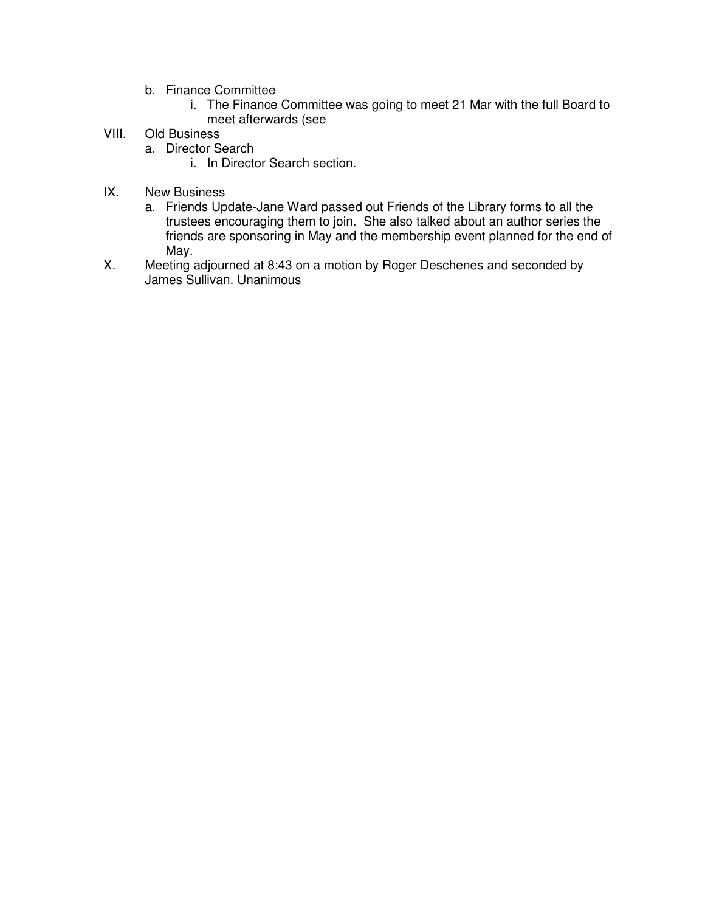b. Finance Committee

   i. The Finance Committee was going to meet 21 Mar with the full Board to meet afterwards (see

VIII. Old Business

a. Director Search

   i. In Director Search section.

IX. New Business

a. Friends Update-Jane Ward passed out Friends of the Library forms to all the trustees encouraging them to join. She also talked about an author series the friends are sponsoring in May and the membership event planned for the end of May.

X. Meeting adjourned at 8:43 on a motion by Roger Deschenes and seconded by James Sullivan. Unanimous